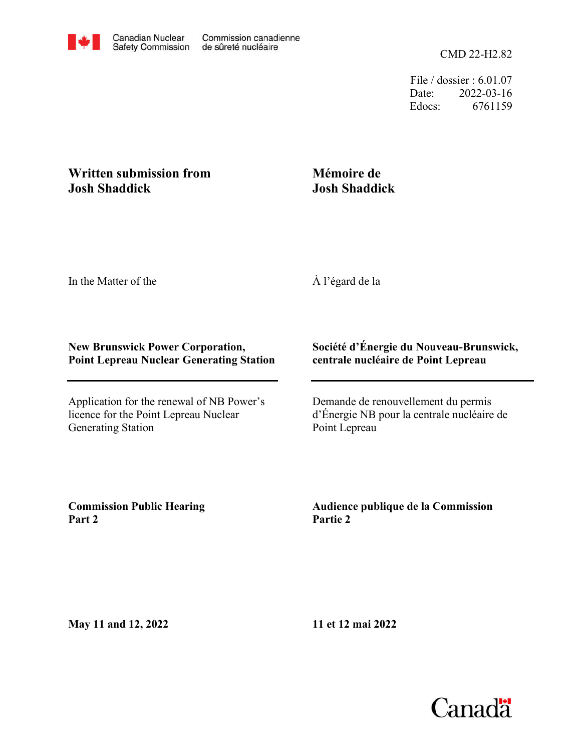Canadian Nuclear Safety Commission | Commission canadienne de sûreté nucléaire

CMD 22-H2.82

File / dossier : 6.01.07
Date: 2022-03-16
Edocs: 6761159

**Written submission from Josh Shaddick**

**Mémoire de Josh Shaddick**

In the Matter of the

À l'égard de la

**New Brunswick Power Corporation, Point Lepreau Nuclear Generating Station**

**Société d'Énergie du Nouveau-Brunswick, centrale nucléaire de Point Lepreau**

---

Application for the renewal of NB Power's licence for the Point Lepreau Nuclear Generating Station

Demande de renouvellement du permis d'Énergie NB pour la centrale nucléaire de Point Lepreau

**Commission Public Hearing Part 2**

**Audience publique de la Commission Partie 2**

**May 11 and 12, 2022**

**11 et 12 mai 2022**

Canada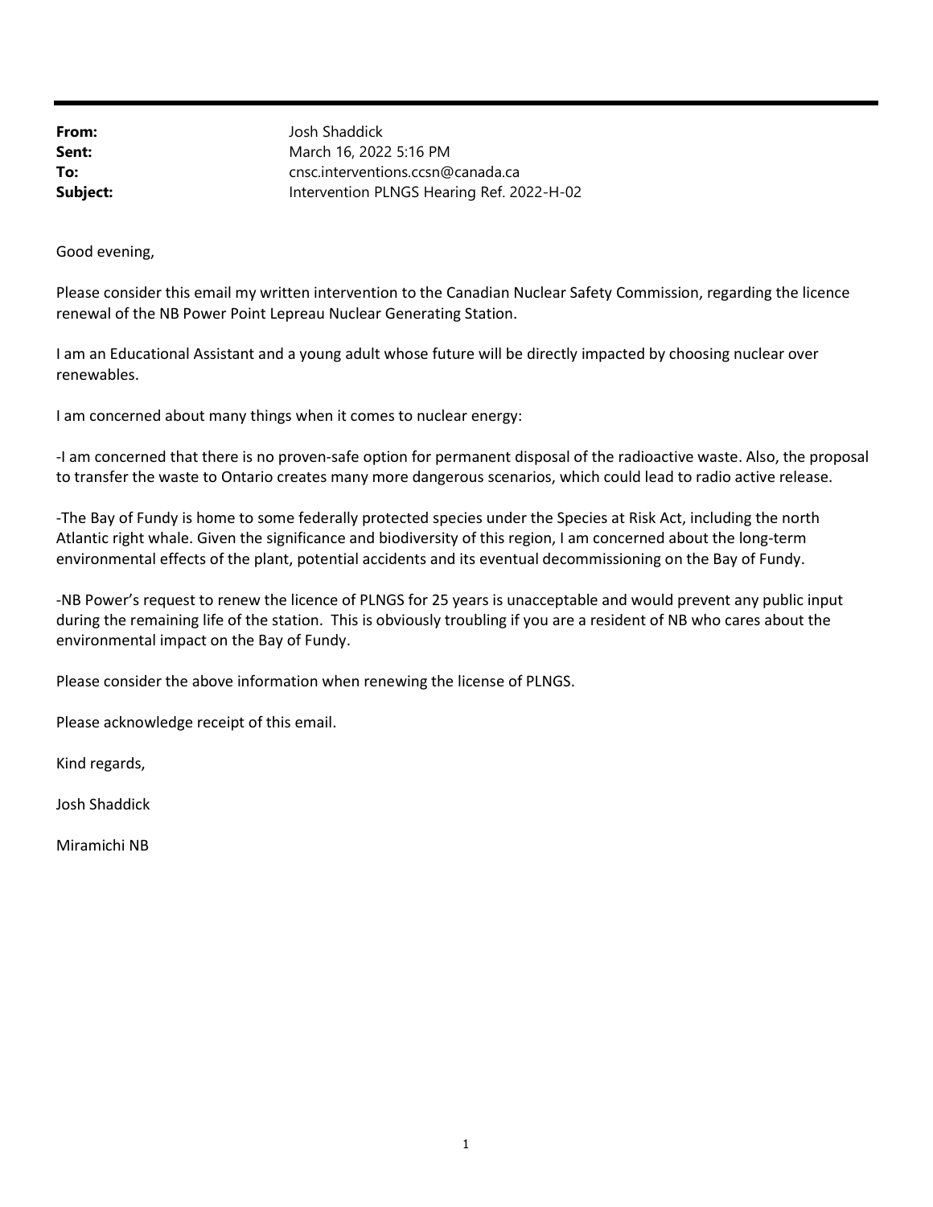**From:** Josh Shaddick
**Sent:** March 16, 2022 5:16 PM
**To:** cnsc.interventions.ccsn@canada.ca
**Subject:** Intervention PLNGS Hearing Ref. 2022-H-02

Good evening,

Please consider this email my written intervention to the Canadian Nuclear Safety Commission, regarding the licence renewal of the NB Power Point Lepreau Nuclear Generating Station.

I am an Educational Assistant and a young adult whose future will be directly impacted by choosing nuclear over renewables.

I am concerned about many things when it comes to nuclear energy:

-I am concerned that there is no proven-safe option for permanent disposal of the radioactive waste. Also, the proposal to transfer the waste to Ontario creates many more dangerous scenarios, which could lead to radio active release.

-The Bay of Fundy is home to some federally protected species under the Species at Risk Act, including the north Atlantic right whale. Given the significance and biodiversity of this region, I am concerned about the long-term environmental effects of the plant, potential accidents and its eventual decommissioning on the Bay of Fundy.

-NB Power's request to renew the licence of PLNGS for 25 years is unacceptable and would prevent any public input during the remaining life of the station. This is obviously troubling if you are a resident of NB who cares about the environmental impact on the Bay of Fundy.

Please consider the above information when renewing the license of PLNGS.

Please acknowledge receipt of this email.

Kind regards,

Josh Shaddick

Miramichi NB